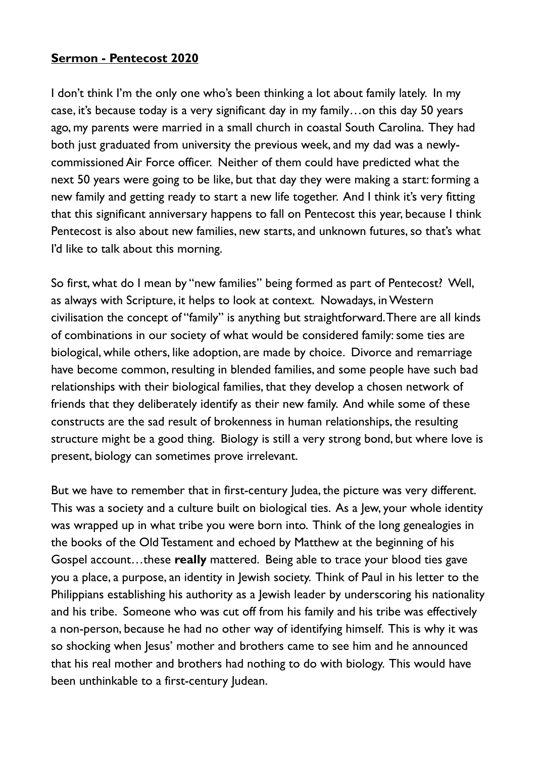**Sermon - Pentecost 2020**

I don't think I'm the only one who's been thinking a lot about family lately. In my case, it's because today is a very significant day in my family…on this day 50 years ago, my parents were married in a small church in coastal South Carolina. They had both just graduated from university the previous week, and my dad was a newly-commissioned Air Force officer. Neither of them could have predicted what the next 50 years were going to be like, but that day they were making a start: forming a new family and getting ready to start a new life together. And I think it's very fitting that this significant anniversary happens to fall on Pentecost this year, because I think Pentecost is also about new families, new starts, and unknown futures, so that's what I'd like to talk about this morning.

So first, what do I mean by "new families" being formed as part of Pentecost? Well, as always with Scripture, it helps to look at context. Nowadays, in Western civilisation the concept of "family" is anything but straightforward. There are all kinds of combinations in our society of what would be considered family: some ties are biological, while others, like adoption, are made by choice. Divorce and remarriage have become common, resulting in blended families, and some people have such bad relationships with their biological families, that they develop a chosen network of friends that they deliberately identify as their new family. And while some of these constructs are the sad result of brokenness in human relationships, the resulting structure might be a good thing. Biology is still a very strong bond, but where love is present, biology can sometimes prove irrelevant.

But we have to remember that in first-century Judea, the picture was very different. This was a society and a culture built on biological ties. As a Jew, your whole identity was wrapped up in what tribe you were born into. Think of the long genealogies in the books of the Old Testament and echoed by Matthew at the beginning of his Gospel account…these **really** mattered. Being able to trace your blood ties gave you a place, a purpose, an identity in Jewish society. Think of Paul in his letter to the Philippians establishing his authority as a Jewish leader by underscoring his nationality and his tribe. Someone who was cut off from his family and his tribe was effectively a non-person, because he had no other way of identifying himself. This is why it was so shocking when Jesus' mother and brothers came to see him and he announced that his real mother and brothers had nothing to do with biology. This would have been unthinkable to a first-century Judean.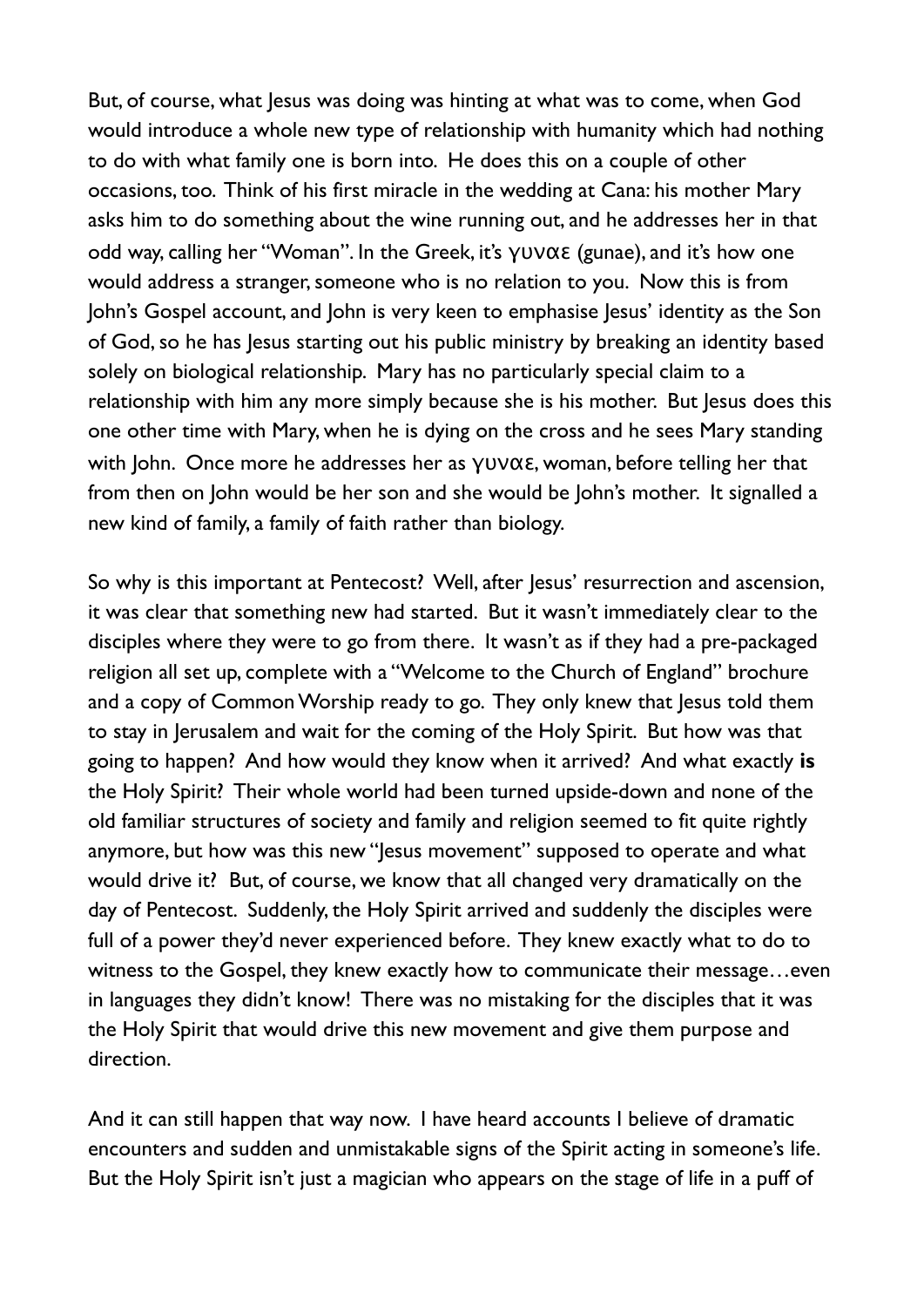But, of course, what Jesus was doing was hinting at what was to come, when God would introduce a whole new type of relationship with humanity which had nothing to do with what family one is born into. He does this on a couple of other occasions, too. Think of his first miracle in the wedding at Cana: his mother Mary asks him to do something about the wine running out, and he addresses her in that odd way, calling her "Woman". In the Greek, it's γυναε (gunae), and it's how one would address a stranger, someone who is no relation to you. Now this is from John's Gospel account, and John is very keen to emphasise Jesus' identity as the Son of God, so he has Jesus starting out his public ministry by breaking an identity based solely on biological relationship. Mary has no particularly special claim to a relationship with him any more simply because she is his mother. But Jesus does this one other time with Mary, when he is dying on the cross and he sees Mary standing with John. Once more he addresses her as γυναε, woman, before telling her that from then on John would be her son and she would be John's mother. It signalled a new kind of family, a family of faith rather than biology.

So why is this important at Pentecost? Well, after Jesus' resurrection and ascension, it was clear that something new had started. But it wasn't immediately clear to the disciples where they were to go from there. It wasn't as if they had a pre-packaged religion all set up, complete with a "Welcome to the Church of England" brochure and a copy of Common Worship ready to go. They only knew that Jesus told them to stay in Jerusalem and wait for the coming of the Holy Spirit. But how was that going to happen? And how would they know when it arrived? And what exactly **is** the Holy Spirit? Their whole world had been turned upside-down and none of the old familiar structures of society and family and religion seemed to fit quite rightly anymore, but how was this new "Jesus movement" supposed to operate and what would drive it? But, of course, we know that all changed very dramatically on the day of Pentecost. Suddenly, the Holy Spirit arrived and suddenly the disciples were full of a power they'd never experienced before. They knew exactly what to do to witness to the Gospel, they knew exactly how to communicate their message…even in languages they didn't know! There was no mistaking for the disciples that it was the Holy Spirit that would drive this new movement and give them purpose and direction.

And it can still happen that way now. I have heard accounts I believe of dramatic encounters and sudden and unmistakable signs of the Spirit acting in someone's life. But the Holy Spirit isn't just a magician who appears on the stage of life in a puff of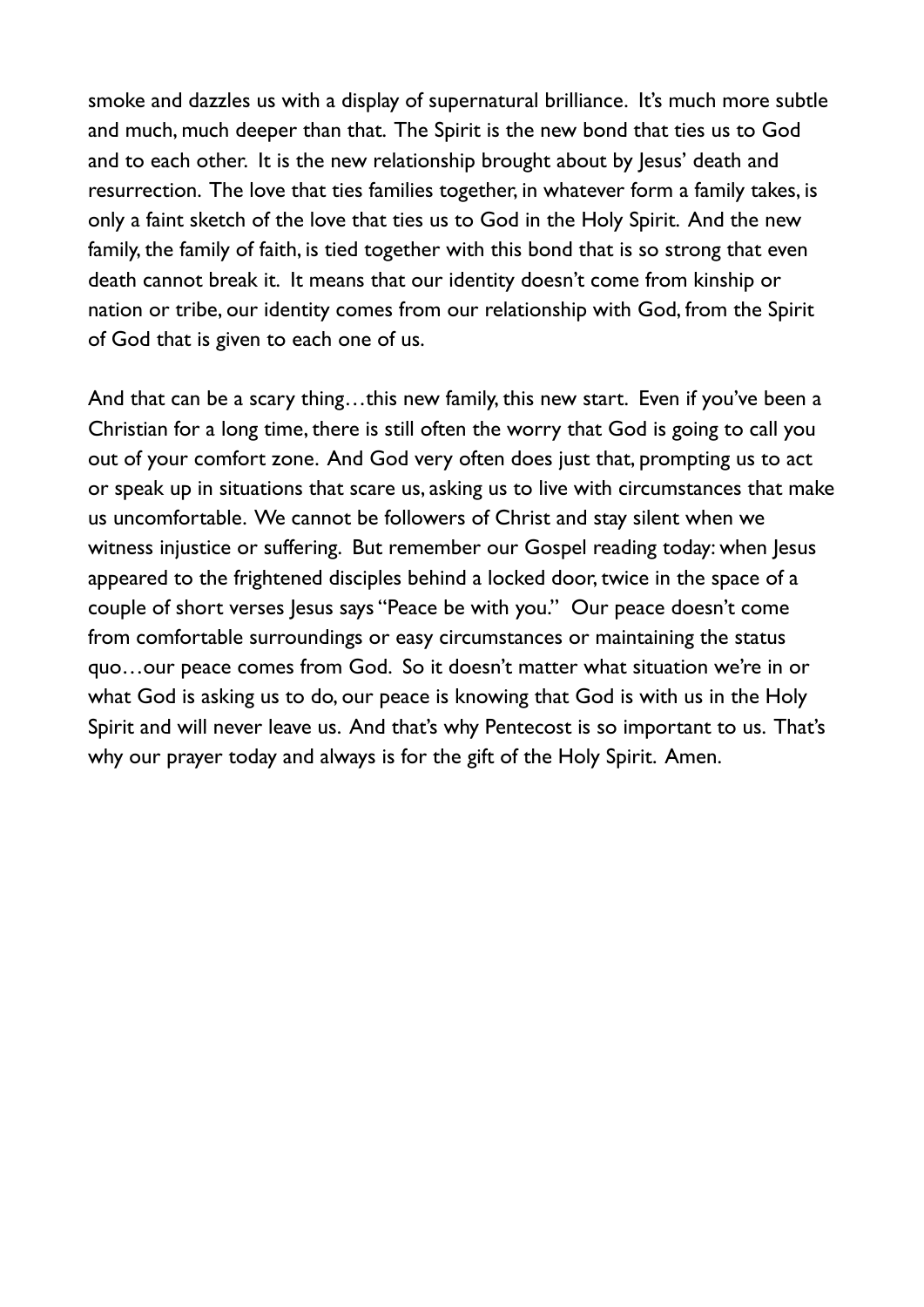smoke and dazzles us with a display of supernatural brilliance. It's much more subtle and much, much deeper than that. The Spirit is the new bond that ties us to God and to each other. It is the new relationship brought about by Jesus' death and resurrection. The love that ties families together, in whatever form a family takes, is only a faint sketch of the love that ties us to God in the Holy Spirit. And the new family, the family of faith, is tied together with this bond that is so strong that even death cannot break it. It means that our identity doesn't come from kinship or nation or tribe, our identity comes from our relationship with God, from the Spirit of God that is given to each one of us.

And that can be a scary thing…this new family, this new start. Even if you've been a Christian for a long time, there is still often the worry that God is going to call you out of your comfort zone. And God very often does just that, prompting us to act or speak up in situations that scare us, asking us to live with circumstances that make us uncomfortable. We cannot be followers of Christ and stay silent when we witness injustice or suffering. But remember our Gospel reading today: when Jesus appeared to the frightened disciples behind a locked door, twice in the space of a couple of short verses Jesus says "Peace be with you." Our peace doesn't come from comfortable surroundings or easy circumstances or maintaining the status quo…our peace comes from God. So it doesn't matter what situation we're in or what God is asking us to do, our peace is knowing that God is with us in the Holy Spirit and will never leave us. And that's why Pentecost is so important to us. That's why our prayer today and always is for the gift of the Holy Spirit. Amen.